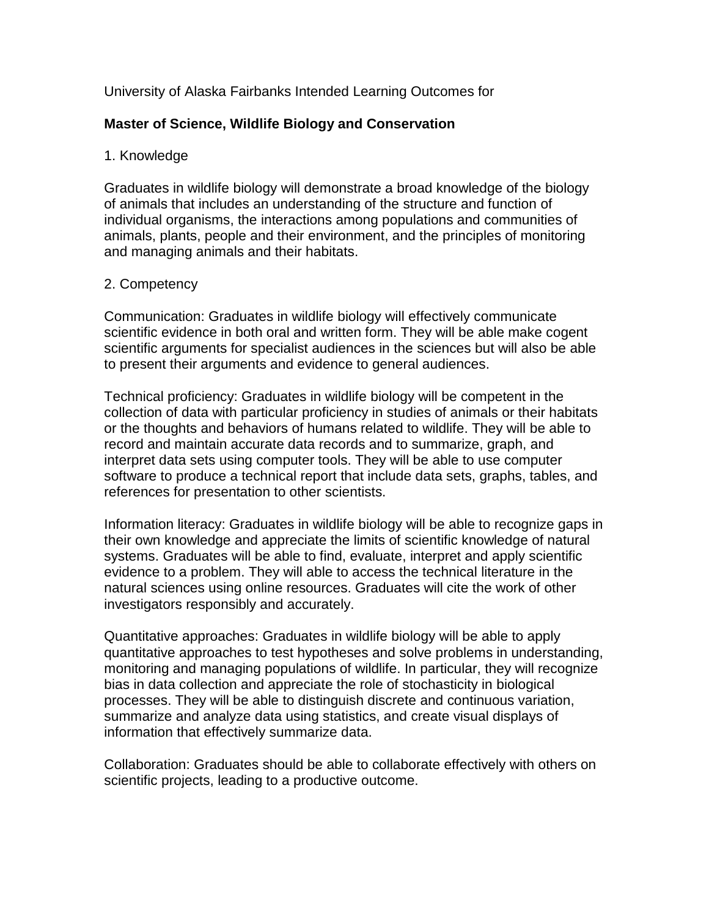University of Alaska Fairbanks Intended Learning Outcomes for

**Master of Science, Wildlife Biology and Conservation**

1. Knowledge

Graduates in wildlife biology will demonstrate a broad knowledge of the biology of animals that includes an understanding of the structure and function of individual organisms, the interactions among populations and communities of animals, plants, people and their environment, and the principles of monitoring and managing animals and their habitats.

2. Competency

Communication: Graduates in wildlife biology will effectively communicate scientific evidence in both oral and written form. They will be able make cogent scientific arguments for specialist audiences in the sciences but will also be able to present their arguments and evidence to general audiences.

Technical proficiency: Graduates in wildlife biology will be competent in the collection of data with particular proficiency in studies of animals or their habitats or the thoughts and behaviors of humans related to wildlife. They will be able to record and maintain accurate data records and to summarize, graph, and interpret data sets using computer tools. They will be able to use computer software to produce a technical report that include data sets, graphs, tables, and references for presentation to other scientists.

Information literacy: Graduates in wildlife biology will be able to recognize gaps in their own knowledge and appreciate the limits of scientific knowledge of natural systems. Graduates will be able to find, evaluate, interpret and apply scientific evidence to a problem. They will able to access the technical literature in the natural sciences using online resources. Graduates will cite the work of other investigators responsibly and accurately.

Quantitative approaches: Graduates in wildlife biology will be able to apply quantitative approaches to test hypotheses and solve problems in understanding, monitoring and managing populations of wildlife. In particular, they will recognize bias in data collection and appreciate the role of stochasticity in biological processes. They will be able to distinguish discrete and continuous variation, summarize and analyze data using statistics, and create visual displays of information that effectively summarize data.

Collaboration: Graduates should be able to collaborate effectively with others on scientific projects, leading to a productive outcome.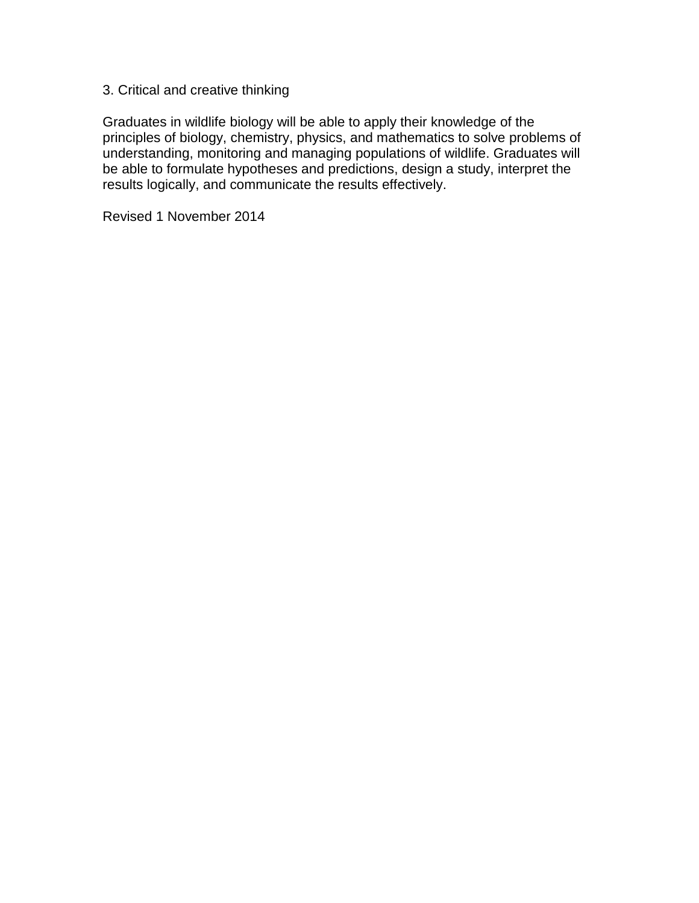3. Critical and creative thinking

Graduates in wildlife biology will be able to apply their knowledge of the principles of biology, chemistry, physics, and mathematics to solve problems of understanding, monitoring and managing populations of wildlife. Graduates will be able to formulate hypotheses and predictions, design a study, interpret the results logically, and communicate the results effectively.

Revised 1 November 2014